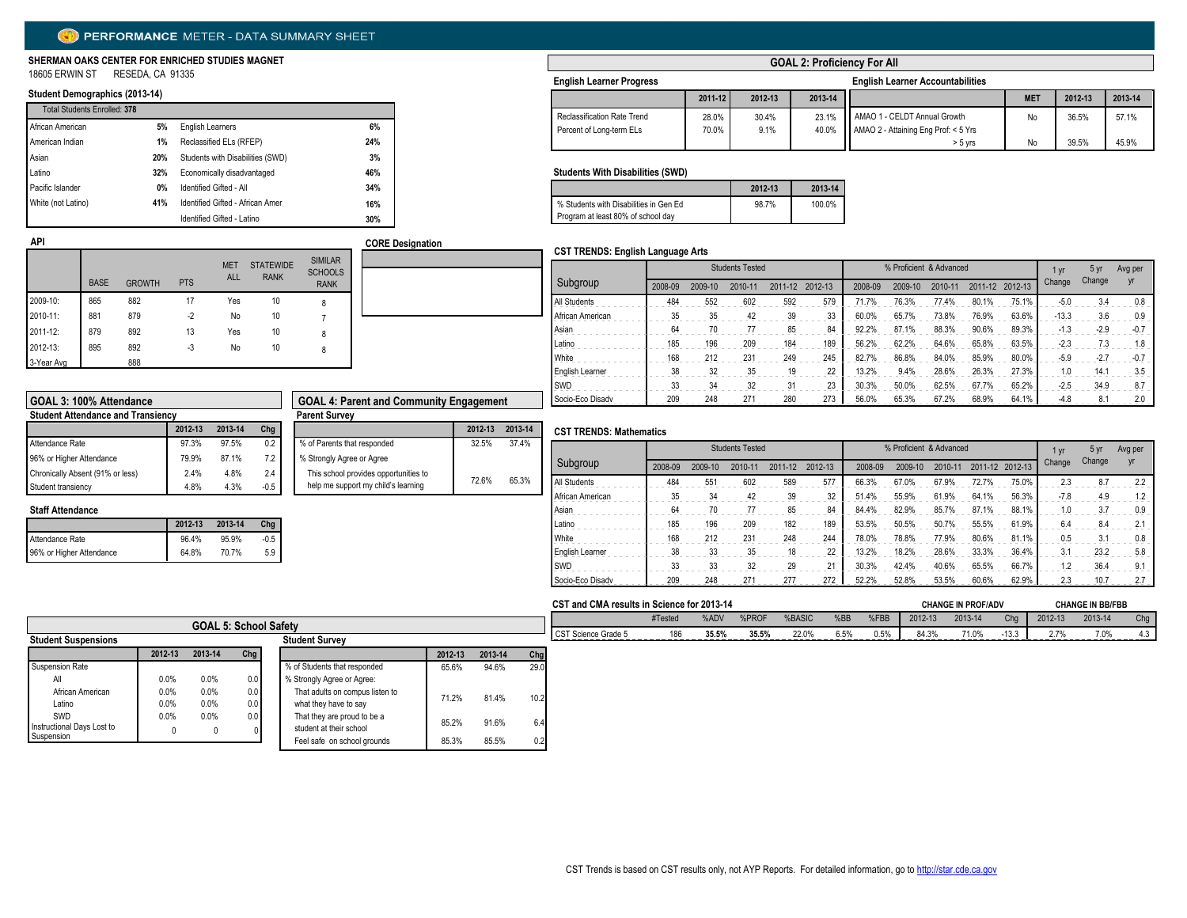# PERFORMANCE METER - DATA SUMMARY SHEET

**SHERMAN OAKS CENTER FOR ENRICHED STUDIES MAGNET**
18605 ERWIN ST RESEDA, CA 91335

### Student Demographics (2013-14)

| Total Students Enrolled: 378 | | | |
|---|---|---|---|
| African American | 5% | English Learners | 6% |
| American Indian | 1% | Reclassified ELs (RFEP) | 24% |
| Asian | 20% | Students with Disabilities (SWD) | 3% |
| Latino | 32% | Economically disadvantaged | 46% |
| Pacific Islander | 0% | Identified Gifted - All | 34% |
| White (not Latino) | 41% | Identified Gifted - African Amer | 16% |
| | | Identified Gifted - Latino | 30% |

### API

| | BASE | GROWTH | PTS | MET ALL | STATEWIDE RANK | SIMILAR SCHOOLS RANK |
|---|---|---|---|---|---|---|
| 2009-10: | 865 | 882 | 17 | Yes | 10 | 8 |
| 2010-11: | 881 | 879 | -2 | No | 10 | 7 |
| 2011-12: | 879 | 892 | 13 | Yes | 10 | 8 |
| 2012-13: | 895 | 892 | -3 | No | 10 | 8 |
| 3-Year Avg | | 888 | | | | |

### CORE Designation

## GOAL 2: Proficiency For All

### English Learner Progress

| | 2011-12 | 2012-13 | 2013-14 |
|---|---|---|---|
| Reclassification Rate Trend | 28.0% | 30.4% | 23.1% |
| Percent of Long-term ELs | 70.0% | 9.1% | 40.0% |

### English Learner Accountabilities

| | MET | 2012-13 | 2013-14 |
|---|---|---|---|
| AMAO 1 - CELDT Annual Growth | No | 36.5% | 57.1% |
| AMAO 2 - Attaining Eng Prof: < 5 Yrs | | | |
| > 5 yrs | No | 39.5% | 45.9% |

### Students With Disabilities (SWD)

| | 2012-13 | 2013-14 |
|---|---|---|
| % Students with Disabilities in Gen Ed Program at least 80% of school day | 98.7% | 100.0% |

### CST TRENDS: English Language Arts

| Subgroup | Students Tested | | | | | % Proficient & Advanced | | | | | 1 yr Change | 5 yr Change | Avg per yr |
|---|---|---|---|---|---|---|---|---|---|---|---|---|---|
| | 2008-09 | 2009-10 | 2010-11 | 2011-12 | 2012-13 | 2008-09 | 2009-10 | 2010-11 | 2011-12 | 2012-13 | | | |
| All Students | 484 | 552 | 602 | 592 | 579 | 71.7% | 76.3% | 77.4% | 80.1% | 75.1% | -5.0 | 3.4 | 0.8 |
| African American | 35 | 35 | 42 | 39 | 33 | 60.0% | 65.7% | 73.8% | 76.9% | 63.6% | -13.3 | 3.6 | 0.9 |
| Asian | 64 | 70 | 77 | 85 | 84 | 92.2% | 87.1% | 88.3% | 90.6% | 89.3% | -1.3 | -2.9 | -0.7 |
| Latino | 185 | 196 | 209 | 184 | 189 | 56.2% | 62.2% | 64.6% | 65.8% | 63.5% | -2.3 | 7.3 | 1.8 |
| White | 168 | 212 | 231 | 249 | 245 | 82.7% | 86.8% | 84.0% | 85.9% | 80.0% | -5.9 | -2.7 | -0.7 |
| English Learner | 38 | 32 | 35 | 19 | 22 | 13.2% | 9.4% | 28.6% | 26.3% | 27.3% | 1.0 | 14.1 | 3.5 |
| SWD | 33 | 34 | 32 | 31 | 23 | 30.3% | 50.0% | 62.5% | 67.7% | 65.2% | -2.5 | 34.9 | 8.7 |
| Socio-Eco Disadv | 209 | 248 | 271 | 280 | 273 | 56.0% | 65.3% | 67.2% | 68.9% | 64.1% | -4.8 | 8.1 | 2.0 |

### CST TRENDS: Mathematics

| Subgroup | Students Tested | | | | | % Proficient & Advanced | | | | | 1 yr Change | 5 yr Change | Avg per yr |
|---|---|---|---|---|---|---|---|---|---|---|---|---|---|
| | 2008-09 | 2009-10 | 2010-11 | 2011-12 | 2012-13 | 2008-09 | 2009-10 | 2010-11 | 2011-12 | 2012-13 | | | |
| All Students | 484 | 551 | 602 | 589 | 577 | 66.3% | 67.0% | 67.9% | 72.7% | 75.0% | 2.3 | 8.7 | 2.2 |
| African American | 35 | 34 | 42 | 39 | 32 | 51.4% | 55.9% | 61.9% | 64.1% | 56.3% | -7.8 | 4.9 | 1.2 |
| Asian | 64 | 70 | 77 | 85 | 84 | 84.4% | 82.9% | 85.7% | 87.1% | 88.1% | 1.0 | 3.7 | 0.9 |
| Latino | 185 | 196 | 209 | 182 | 189 | 53.5% | 50.5% | 50.7% | 55.5% | 61.9% | 6.4 | 8.4 | 2.1 |
| White | 168 | 212 | 231 | 248 | 244 | 78.0% | 78.8% | 77.9% | 80.6% | 81.1% | 0.5 | 3.1 | 0.8 |
| English Learner | 38 | 33 | 35 | 18 | 22 | 13.2% | 18.2% | 28.6% | 33.3% | 36.4% | 3.1 | 23.2 | 5.8 |
| SWD | 33 | 33 | 32 | 29 | 21 | 30.3% | 42.4% | 40.6% | 65.5% | 66.7% | 1.2 | 36.4 | 9.1 |
| Socio-Eco Disadv | 209 | 248 | 271 | 277 | 272 | 52.2% | 52.8% | 53.5% | 60.6% | 62.9% | 2.3 | 10.7 | 2.7 |

### CST and CMA results in Science for 2013-14

| | #Tested | %ADV | %PROF | %BASIC | %BB | %FBB | CHANGE IN PROF/ADV 2012-13 | 2013-14 | Chg | CHANGE IN BB/FBB 2012-13 | 2013-14 | Chg |
|---|---|---|---|---|---|---|---|---|---|---|---|---|
| CST Science Grade 5 | 186 | 35.5% | 35.5% | 22.0% | 6.5% | 0.5% | 84.3% | 71.0% | -13.3 | 2.7% | 7.0% | 4.3 |

## GOAL 3: 100% Attendance

### Student Attendance and Transiency

| | 2012-13 | 2013-14 | Chg |
|---|---|---|---|
| Attendance Rate | 97.3% | 97.5% | 0.2 |
| 96% or Higher Attendance | 79.9% | 87.1% | 7.2 |
| Chronically Absent (91% or less) | 2.4% | 4.8% | 2.4 |
| Student transiency | 4.8% | 4.3% | -0.5 |

### Staff Attendance

| | 2012-13 | 2013-14 | Chg |
|---|---|---|---|
| Attendance Rate | 96.4% | 95.9% | -0.5 |
| 96% or Higher Attendance | 64.8% | 70.7% | 5.9 |

## GOAL 4: Parent and Community Engagement

### Parent Survey

| | 2012-13 | 2013-14 |
|---|---|---|
| % of Parents that responded | 32.5% | 37.4% |
| % Strongly Agree or Agree | | |
| This school provides opportunities to help me support my child's learning | 72.6% | 65.3% |

## GOAL 5: School Safety

### Student Suspensions

| | 2012-13 | 2013-14 | Chg |
|---|---|---|---|
| Suspension Rate | | | |
| All | 0.0% | 0.0% | 0.0 |
| African American | 0.0% | 0.0% | 0.0 |
| Latino | 0.0% | 0.0% | 0.0 |
| SWD | 0.0% | 0.0% | 0.0 |
| Instructional Days Lost to Suspension | 0 | 0 | 0 |

### Student Survey

| | 2012-13 | 2013-14 | Chg |
|---|---|---|---|
| % of Students that responded | 65.6% | 94.6% | 29.0 |
| % Strongly Agree or Agree: | | | |
| That adults on compus listen to what they have to say | 71.2% | 81.4% | 10.2 |
| That they are proud to be a student at their school | 85.2% | 91.6% | 6.4 |
| Feel safe on school grounds | 85.3% | 85.5% | 0.2 |

CST Trends is based on CST results only, not AYP Reports. For detailed information, go to http://star.cde.ca.gov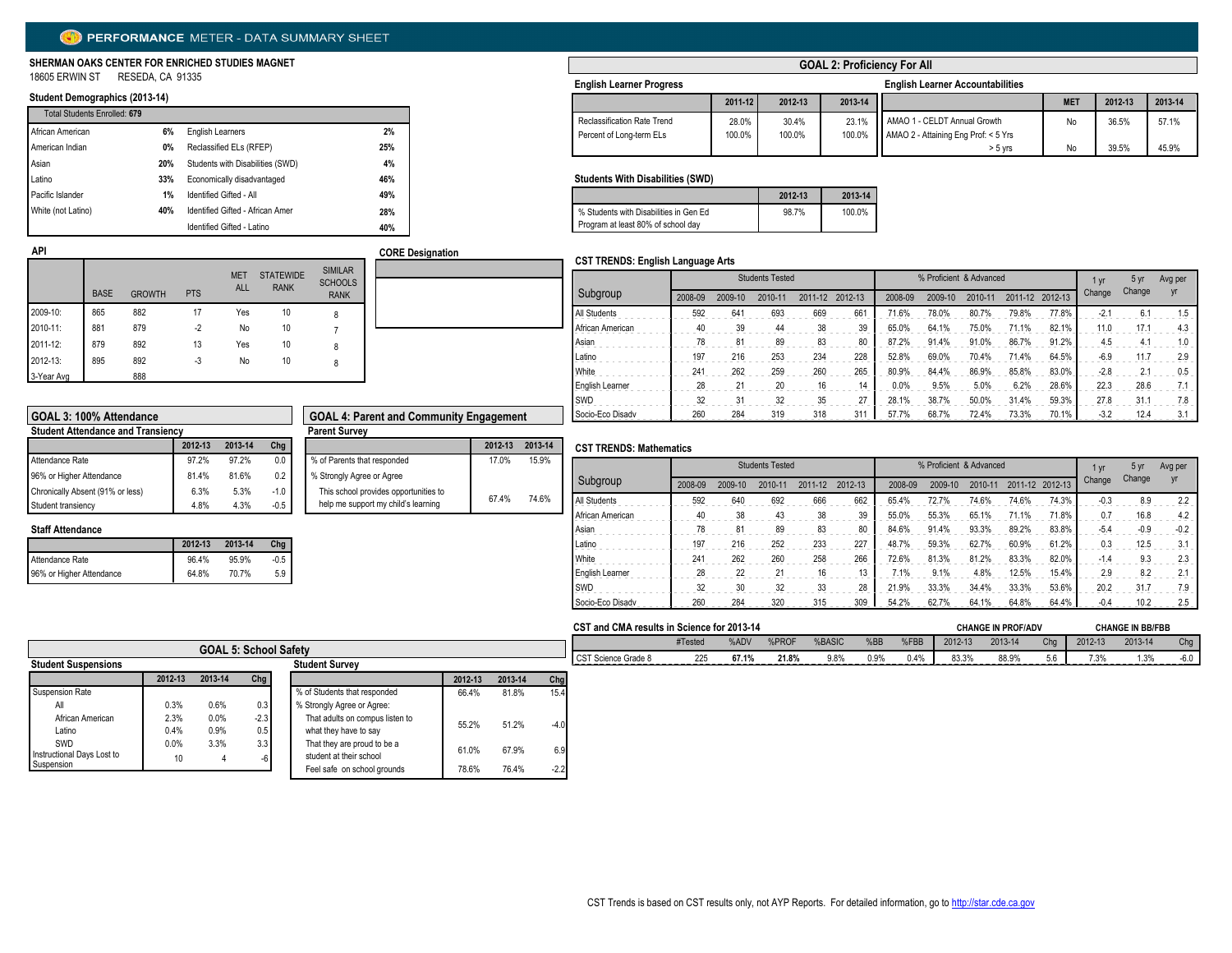# PERFORMANCE METER - DATA SUMMARY SHEET

**SHERMAN OAKS CENTER FOR ENRICHED STUDIES MAGNET**
18605 ERWIN ST RESEDA, CA 91335

### Student Demographics (2013-14)

| Total Students Enrolled: **679** | | | |
|---|---|---|---|
| African American | 6% | English Learners | 2% |
| American Indian | 0% | Reclassified ELs (RFEP) | 25% |
| Asian | 20% | Students with Disabilities (SWD) | 4% |
| Latino | 33% | Economically disadvantaged | 46% |
| Pacific Islander | 1% | Identified Gifted - All | 49% |
| White (not Latino) | 40% | Identified Gifted - African Amer | 28% |
| | | Identified Gifted - Latino | 40% |

### API

| | BASE | GROWTH | PTS | MET ALL | STATEWIDE RANK | SIMILAR SCHOOLS RANK |
|---|---|---|---|---|---|---|
| 2009-10: | 865 | 882 | 17 | Yes | 10 | 8 |
| 2010-11: | 881 | 879 | -2 | No | 10 | 7 |
| 2011-12: | 879 | 892 | 13 | Yes | 10 | 8 |
| 2012-13: | 895 | 892 | -3 | No | 10 | 8 |
| 3-Year Avg | | 888 | | | | |

### CORE Designation

## GOAL 2: Proficiency For All

### English Learner Progress

| | 2011-12 | 2012-13 | 2013-14 |
|---|---|---|---|
| Reclassification Rate Trend | 28.0% | 30.4% | 23.1% |
| Percent of Long-term ELs | 100.0% | 100.0% | 100.0% |

### English Learner Accountabilities

| | MET | 2012-13 | 2013-14 |
|---|---|---|---|
| AMAO 1 - CELDT Annual Growth | No | 36.5% | 57.1% |
| AMAO 2 - Attaining Eng Prof: < 5 Yrs | | | |
| > 5 yrs | No | 39.5% | 45.9% |

### Students With Disabilities (SWD)

| | 2012-13 | 2013-14 |
|---|---|---|
| % Students with Disabilities in Gen Ed Program at least 80% of school day | 98.7% | 100.0% |

### CST TRENDS: English Language Arts

| Subgroup | Students Tested | | | | | % Proficient & Advanced | | | | | 1 yr Change | 5 yr Change | Avg per yr |
|---|---|---|---|---|---|---|---|---|---|---|---|---|---|
| | 2008-09 | 2009-10 | 2010-11 | 2011-12 | 2012-13 | 2008-09 | 2009-10 | 2010-11 | 2011-12 | 2012-13 | | | |
| All Students | 592 | 641 | 693 | 669 | 661 | 71.6% | 78.0% | 80.7% | 79.8% | 77.8% | -2.1 | 6.1 | 1.5 |
| African American | 40 | 39 | 44 | 38 | 39 | 65.0% | 64.1% | 75.0% | 71.1% | 82.1% | 11.0 | 17.1 | 4.3 |
| Asian | 78 | 81 | 89 | 83 | 80 | 87.2% | 91.4% | 91.0% | 86.7% | 91.2% | 4.5 | 4.1 | 1.0 |
| Latino | 197 | 216 | 253 | 234 | 228 | 52.8% | 69.0% | 70.4% | 71.4% | 64.5% | -6.9 | 11.7 | 2.9 |
| White | 241 | 262 | 259 | 260 | 265 | 80.9% | 84.4% | 86.9% | 85.8% | 83.0% | -2.8 | 2.1 | 0.5 |
| English Learner | 28 | 21 | 20 | 16 | 14 | 0.0% | 9.5% | 5.0% | 6.2% | 28.6% | 22.3 | 28.6 | 7.1 |
| SWD | 32 | 31 | 32 | 35 | 27 | 28.1% | 38.7% | 50.0% | 31.4% | 59.3% | 27.8 | 31.1 | 7.8 |
| Socio-Eco Disadv | 260 | 284 | 319 | 318 | 311 | 57.7% | 68.7% | 72.4% | 73.3% | 70.1% | -3.2 | 12.4 | 3.1 |

### CST TRENDS: Mathematics

| Subgroup | Students Tested | | | | | % Proficient & Advanced | | | | | 1 yr Change | 5 yr Change | Avg per yr |
|---|---|---|---|---|---|---|---|---|---|---|---|---|---|
| | 2008-09 | 2009-10 | 2010-11 | 2011-12 | 2012-13 | 2008-09 | 2009-10 | 2010-11 | 2011-12 | 2012-13 | | | |
| All Students | 592 | 640 | 692 | 666 | 662 | 65.4% | 72.7% | 74.6% | 74.6% | 74.3% | -0.3 | 8.9 | 2.2 |
| African American | 40 | 38 | 43 | 38 | 39 | 55.0% | 55.3% | 65.1% | 71.1% | 71.8% | 0.7 | 16.8 | 4.2 |
| Asian | 78 | 81 | 89 | 83 | 80 | 84.6% | 91.4% | 93.3% | 89.2% | 83.8% | -5.4 | -0.9 | -0.2 |
| Latino | 197 | 216 | 252 | 233 | 227 | 48.7% | 59.3% | 62.7% | 60.9% | 61.2% | 0.3 | 12.5 | 3.1 |
| White | 241 | 262 | 260 | 258 | 266 | 72.6% | 81.3% | 81.2% | 83.3% | 82.0% | -1.4 | 9.3 | 2.3 |
| English Learner | 28 | 22 | 21 | 16 | 13 | 7.1% | 9.1% | 4.8% | 12.5% | 15.4% | 2.9 | 8.2 | 2.1 |
| SWD | 32 | 30 | 32 | 33 | 28 | 21.9% | 33.3% | 34.4% | 33.3% | 53.6% | 20.2 | 31.7 | 7.9 |
| Socio-Eco Disadv | 260 | 284 | 320 | 315 | 309 | 54.2% | 62.7% | 64.1% | 64.8% | 64.4% | -0.4 | 10.2 | 2.5 |

### CST and CMA results in Science for 2013-14

| | #Tested | %ADV | %PROF | %BASIC | %BB | %FBB | CHANGE IN PROF/ADV 2012-13 | 2013-14 | Chg | CHANGE IN BB/FBB 2012-13 | 2013-14 | Chg |
|---|---|---|---|---|---|---|---|---|---|---|---|---|
| CST Science Grade 8 | 225 | **67.1%** | **21.8%** | 9.8% | 0.9% | 0.4% | 83.3% | 88.9% | 5.6 | 7.3% | 1.3% | -6.0 |

## GOAL 3: 100% Attendance

### Student Attendance and Transiency

| | 2012-13 | 2013-14 | Chg |
|---|---|---|---|
| Attendance Rate | 97.2% | 97.2% | 0.0 |
| 96% or Higher Attendance | 81.4% | 81.6% | 0.2 |
| Chronically Absent (91% or less) | 6.3% | 5.3% | -1.0 |
| Student transiency | 4.8% | 4.3% | -0.5 |

### Staff Attendance

| | 2012-13 | 2013-14 | Chg |
|---|---|---|---|
| Attendance Rate | 96.4% | 95.9% | -0.5 |
| 96% or Higher Attendance | 64.8% | 70.7% | 5.9 |

## GOAL 4: Parent and Community Engagement

### Parent Survey

| | 2012-13 | 2013-14 |
|---|---|---|
| % of Parents that responded | 17.0% | 15.9% |
| % Strongly Agree or Agree | | |
| This school provides opportunities to help me support my child's learning | 67.4% | 74.6% |

## GOAL 5: School Safety

### Student Suspensions

| | 2012-13 | 2013-14 | Chg |
|---|---|---|---|
| Suspension Rate | | | |
| All | 0.3% | 0.6% | 0.3 |
| African American | 2.3% | 0.0% | -2.3 |
| Latino | 0.4% | 0.9% | 0.5 |
| SWD | 0.0% | 3.3% | 3.3 |
| Instructional Days Lost to Suspension | 10 | 4 | -6 |

### Student Survey

| | 2012-13 | 2013-14 | Chg |
|---|---|---|---|
| % of Students that responded | 66.4% | 81.8% | 15.4 |
| % Strongly Agree or Agree: | | | |
| That adults on compus listen to what they have to say | 55.2% | 51.2% | -4.0 |
| That they are proud to be a student at their school | 61.0% | 67.9% | 6.9 |
| Feel safe on school grounds | 78.6% | 76.4% | -2.2 |

CST Trends is based on CST results only, not AYP Reports. For detailed information, go to http://star.cde.ca.gov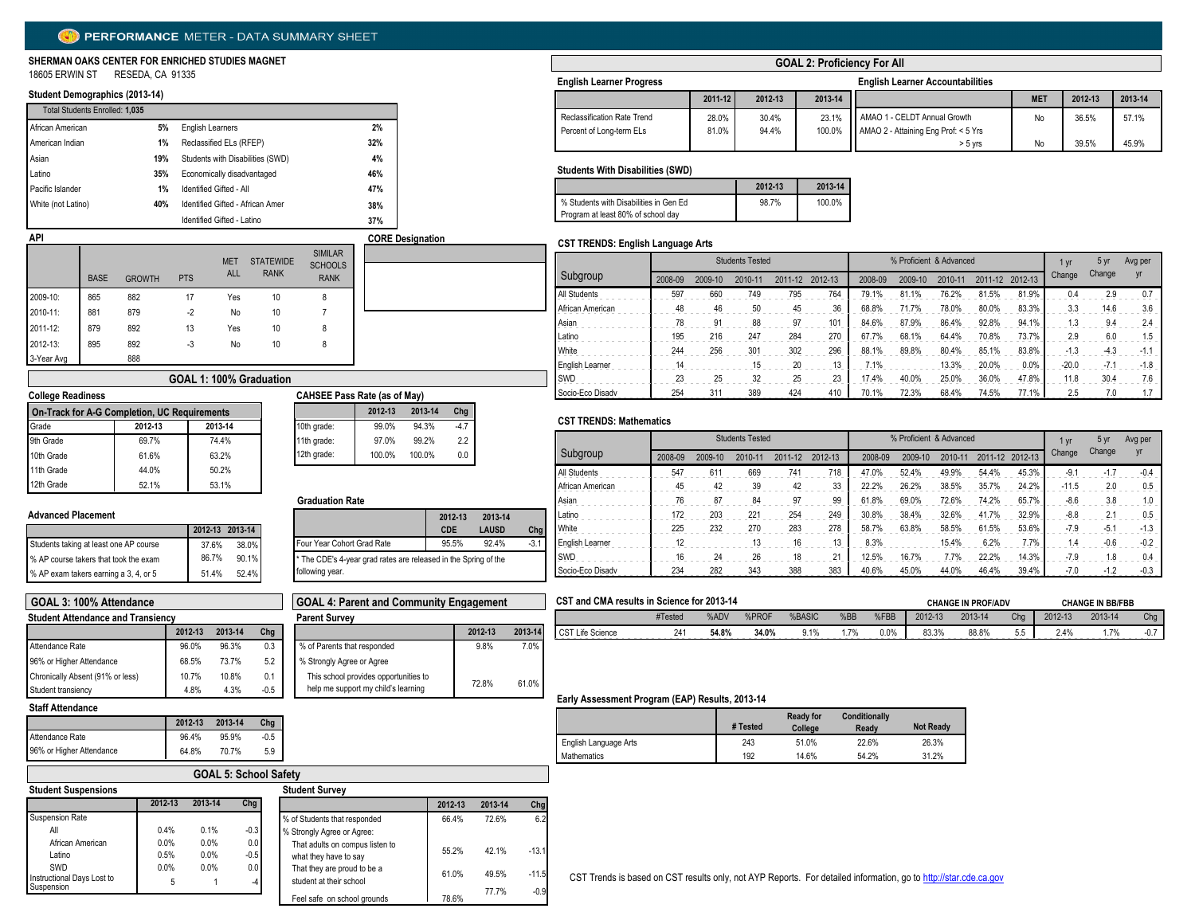# PERFORMANCE METER - DATA SUMMARY SHEET

**SHERMAN OAKS CENTER FOR ENRICHED STUDIES MAGNET**
18605 ERWIN ST RESEDA, CA 91335

### Student Demographics (2013-14)

Total Students Enrolled: **1,035**

| | | | |
|---|---|---|---|
| African American | 5% | English Learners | 2% |
| American Indian | 1% | Reclassified ELs (RFEP) | 32% |
| Asian | 19% | Students with Disabilities (SWD) | 4% |
| Latino | 35% | Economically disadvantaged | 46% |
| Pacific Islander | 1% | Identified Gifted - All | 47% |
| White (not Latino) | 40% | Identified Gifted - African Amer | 38% |
| | | Identified Gifted - Latino | 37% |

### API

| | BASE | GROWTH | PTS | MET ALL | STATEWIDE RANK | SIMILAR SCHOOLS RANK |
|---|---|---|---|---|---|---|
| 2009-10: | 865 | 882 | 17 | Yes | 10 | 8 |
| 2010-11: | 881 | 879 | -2 | No | 10 | 7 |
| 2011-12: | 879 | 892 | 13 | Yes | 10 | 8 |
| 2012-13: | 895 | 892 | -3 | No | 10 | 8 |
| 3-Year Avg | | 888 | | | | |

### CORE Designation

## GOAL 1: 100% Graduation

### College Readiness

On-Track for A-G Completion, UC Requirements

| Grade | 2012-13 | 2013-14 |
|---|---|---|
| 9th Grade | 69.7% | 74.4% |
| 10th Grade | 61.6% | 63.2% |
| 11th Grade | 44.0% | 50.2% |
| 12th Grade | 52.1% | 53.1% |

### CAHSEE Pass Rate (as of May)

| | 2012-13 | 2013-14 | Chg |
|---|---|---|---|
| 10th grade: | 99.0% | 94.3% | -4.7 |
| 11th grade: | 97.0% | 99.2% | 2.2 |
| 12th grade: | 100.0% | 100.0% | 0.0 |

### Advanced Placement

| | 2012-13 | 2013-14 |
|---|---|---|
| Students taking at least one AP course | 37.6% | 38.0% |
| % AP course takers that took the exam | 86.7% | 90.1% |
| % AP exam takers earning a 3, 4, or 5 | 51.4% | 52.4% |

### Graduation Rate

| | 2012-13 CDE | 2013-14 LAUSD | Chg |
|---|---|---|---|
| Four Year Cohort Grad Rate | 95.5% | 92.4% | -3.1 |

* The CDE's 4-year grad rates are released in the Spring of the following year.

## GOAL 2: Proficiency For All

### English Learner Progress

| | 2011-12 | 2012-13 | 2013-14 |
|---|---|---|---|
| Reclassification Rate Trend | 28.0% | 30.4% | 23.1% |
| Percent of Long-term ELs | 81.0% | 94.4% | 100.0% |

### English Learner Accountabilities

| | MET | 2012-13 | 2013-14 |
|---|---|---|---|
| AMAO 1 - CELDT Annual Growth | No | 36.5% | 57.1% |
| AMAO 2 - Attaining Eng Prof: < 5 Yrs > 5 yrs | No | 39.5% | 45.9% |

### Students With Disabilities (SWD)

| | 2012-13 | 2013-14 |
|---|---|---|
| % Students with Disabilities in Gen Ed Program at least 80% of school day | 98.7% | 100.0% |

### CST TRENDS: English Language Arts

| Subgroup | Students Tested | | | | | % Proficient & Advanced | | | | | 1 yr Change | 5 yr Change | Avg per yr |
|---|---|---|---|---|---|---|---|---|---|---|---|---|---|
| | 2008-09 | 2009-10 | 2010-11 | 2011-12 | 2012-13 | 2008-09 | 2009-10 | 2010-11 | 2011-12 | 2012-13 | | | |
| All Students | 597 | 660 | 749 | 795 | 764 | 79.1% | 81.1% | 76.2% | 81.5% | 81.9% | 0.4 | 2.9 | 0.7 |
| African American | 48 | 46 | 50 | 45 | 36 | 68.8% | 71.7% | 78.0% | 80.0% | 83.3% | 3.3 | 14.6 | 3.6 |
| Asian | 78 | 91 | 88 | 97 | 101 | 84.6% | 87.9% | 86.4% | 92.8% | 94.1% | 1.3 | 9.4 | 2.4 |
| Latino | 195 | 216 | 247 | 284 | 270 | 67.7% | 68.1% | 64.4% | 70.8% | 73.7% | 2.9 | 6.0 | 1.5 |
| White | 244 | 256 | 301 | 302 | 296 | 88.1% | 89.8% | 80.4% | 85.1% | 83.8% | -1.3 | -4.3 | -1.1 |
| English Learner | 14 | | 15 | 20 | 13 | 7.1% | | 13.3% | 20.0% | 0.0% | -20.0 | -7.1 | -1.8 |
| SWD | 23 | 25 | 32 | 25 | 23 | 17.4% | 40.0% | 25.0% | 36.0% | 47.8% | 11.8 | 30.4 | 7.6 |
| Socio-Eco Disadv | 254 | 311 | 389 | 424 | 410 | 70.1% | 72.3% | 68.4% | 74.5% | 77.1% | 2.5 | 7.0 | 1.7 |

### CST TRENDS: Mathematics

| Subgroup | Students Tested | | | | | % Proficient & Advanced | | | | | 1 yr Change | 5 yr Change | Avg per yr |
|---|---|---|---|---|---|---|---|---|---|---|---|---|---|
| | 2008-09 | 2009-10 | 2010-11 | 2011-12 | 2012-13 | 2008-09 | 2009-10 | 2010-11 | 2011-12 | 2012-13 | | | |
| All Students | 547 | 611 | 669 | 741 | 718 | 47.0% | 52.4% | 49.9% | 54.4% | 45.3% | -9.1 | -1.7 | -0.4 |
| African American | 45 | 42 | 39 | 42 | 33 | 22.2% | 26.2% | 38.5% | 35.7% | 24.2% | -11.5 | 2.0 | 0.5 |
| Asian | 76 | 87 | 84 | 97 | 99 | 61.8% | 69.0% | 72.6% | 74.2% | 65.7% | -8.6 | 3.8 | 1.0 |
| Latino | 172 | 203 | 221 | 254 | 249 | 30.8% | 38.4% | 32.6% | 41.7% | 32.9% | -8.8 | 2.1 | 0.5 |
| White | 225 | 232 | 270 | 283 | 278 | 58.7% | 63.8% | 58.5% | 61.5% | 53.6% | -7.9 | -5.1 | -1.3 |
| English Learner | 12 | | 13 | 16 | 13 | 8.3% | | 15.4% | 6.2% | 7.7% | 1.4 | -0.6 | -0.2 |
| SWD | 16 | 24 | 26 | 18 | 21 | 12.5% | 16.7% | 7.7% | 22.2% | 14.3% | -7.9 | 1.8 | 0.4 |
| Socio-Eco Disadv | 234 | 282 | 343 | 388 | 383 | 40.6% | 45.0% | 44.0% | 46.4% | 39.4% | -7.0 | -1.2 | -0.3 |

### CST and CMA results in Science for 2013-14

| | #Tested | %ADV | %PROF | %BASIC | %BB | %FBB | CHANGE IN PROF/ADV 2012-13 | 2013-14 | Chg | CHANGE IN BB/FBB 2012-13 | 2013-14 | Chg |
|---|---|---|---|---|---|---|---|---|---|---|---|---|
| CST Life Science | 241 | **54.8%** | **34.0%** | 9.1% | 1.7% | 0.0% | 83.3% | 88.8% | 5.5 | 2.4% | 1.7% | -0.7 |

### Early Assessment Program (EAP) Results, 2013-14

| | # Tested | Ready for College | Conditionally Ready | Not Ready |
|---|---|---|---|---|
| English Language Arts | 243 | 51.0% | 22.6% | 26.3% |
| Mathematics | 192 | 14.6% | 54.2% | 31.2% |

CST Trends is based on CST results only, not AYP Reports. For detailed information, go to http://star.cde.ca.gov

## GOAL 3: 100% Attendance

### Student Attendance and Transiency

| | 2012-13 | 2013-14 | Chg |
|---|---|---|---|
| Attendance Rate | 96.0% | 96.3% | 0.3 |
| 96% or Higher Attendance | 68.5% | 73.7% | 5.2 |
| Chronically Absent (91% or less) | 10.7% | 10.8% | 0.1 |
| Student transiency | 4.8% | 4.3% | -0.5 |

### Staff Attendance

| | 2012-13 | 2013-14 | Chg |
|---|---|---|---|
| Attendance Rate | 96.4% | 95.9% | -0.5 |
| 96% or Higher Attendance | 64.8% | 70.7% | 5.9 |

## GOAL 4: Parent and Community Engagement

### Parent Survey

| | 2012-13 | 2013-14 |
|---|---|---|
| % of Parents that responded | 9.8% | 7.0% |
| % Strongly Agree or Agree | | |
| This school provides opportunities to help me support my child's learning | 72.8% | 61.0% |

## GOAL 5: School Safety

### Student Suspensions

| | 2012-13 | 2013-14 | Chg |
|---|---|---|---|
| Suspension Rate | | | |
| All | 0.4% | 0.1% | -0.3 |
| African American | 0.0% | 0.0% | 0.0 |
| Latino | 0.5% | 0.0% | -0.5 |
| SWD | 0.0% | 0.0% | 0.0 |
| Instructional Days Lost to Suspension | 5 | 1 | -4 |

### Student Survey

| | 2012-13 | 2013-14 | Chg |
|---|---|---|---|
| % of Students that responded | 66.4% | 72.6% | 6.2 |
| % Strongly Agree or Agree: | | | |
| That adults on compus listen to what they have to say | 55.2% | 42.1% | -13.1 |
| That they are proud to be a student at their school | 61.0% | 49.5% | -11.5 |
| Feel safe on school grounds | 78.6% | 77.7% | -0.9 |